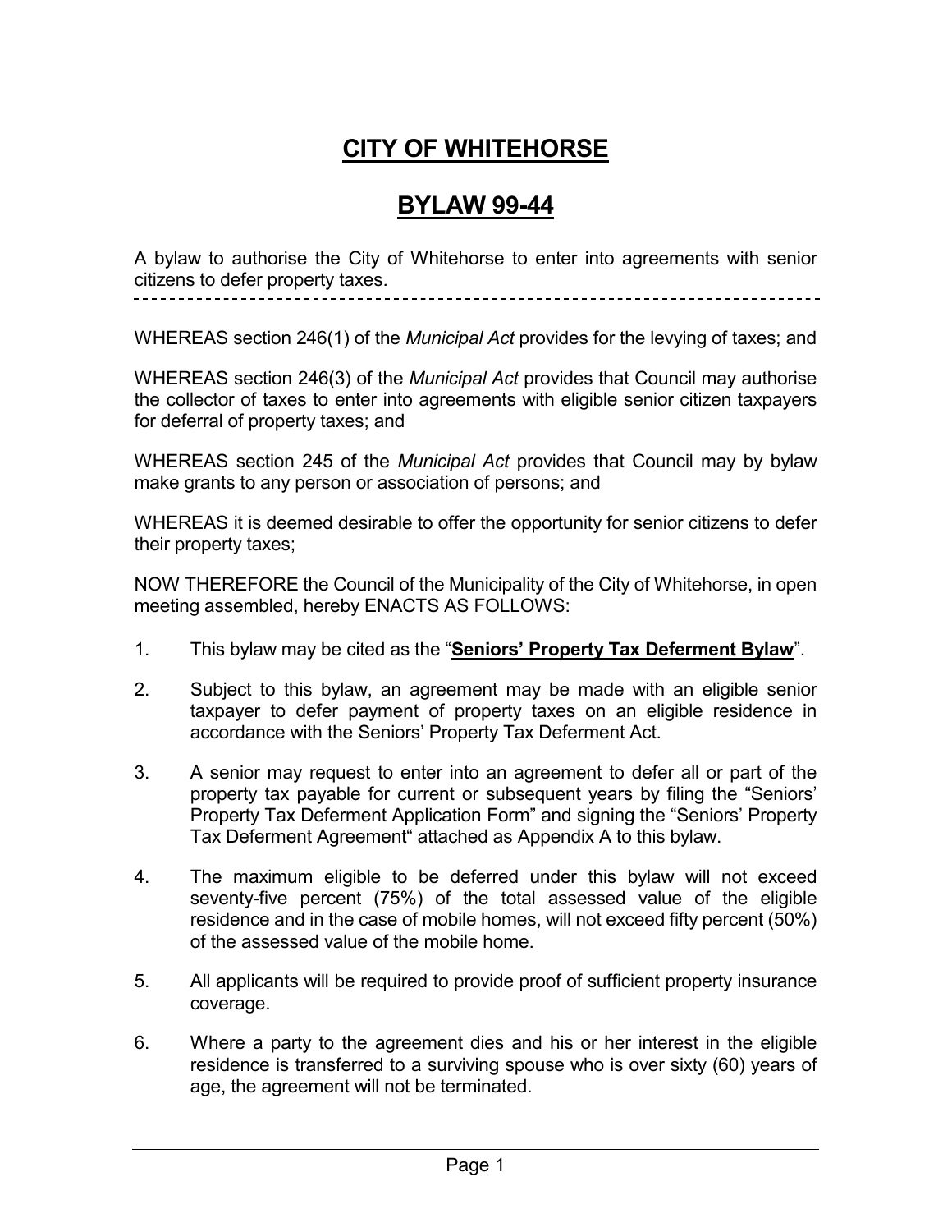# CITY OF WHITEHORSE

# BYLAW 99-44

A bylaw to authorise the City of Whitehorse to enter into agreements with senior citizens to defer property taxes.

---

WHEREAS section 246(1) of the *Municipal Act* provides for the levying of taxes; and

WHEREAS section 246(3) of the *Municipal Act* provides that Council may authorise the collector of taxes to enter into agreements with eligible senior citizen taxpayers for deferral of property taxes; and

WHEREAS section 245 of the *Municipal Act* provides that Council may by bylaw make grants to any person or association of persons; and

WHEREAS it is deemed desirable to offer the opportunity for senior citizens to defer their property taxes;

NOW THEREFORE the Council of the Municipality of the City of Whitehorse, in open meeting assembled, hereby ENACTS AS FOLLOWS:

1. This bylaw may be cited as the "**Seniors' Property Tax Deferment Bylaw**".

2. Subject to this bylaw, an agreement may be made with an eligible senior taxpayer to defer payment of property taxes on an eligible residence in accordance with the Seniors' Property Tax Deferment Act.

3. A senior may request to enter into an agreement to defer all or part of the property tax payable for current or subsequent years by filing the "Seniors' Property Tax Deferment Application Form" and signing the "Seniors' Property Tax Deferment Agreement" attached as Appendix A to this bylaw.

4. The maximum eligible to be deferred under this bylaw will not exceed seventy-five percent (75%) of the total assessed value of the eligible residence and in the case of mobile homes, will not exceed fifty percent (50%) of the assessed value of the mobile home.

5. All applicants will be required to provide proof of sufficient property insurance coverage.

6. Where a party to the agreement dies and his or her interest in the eligible residence is transferred to a surviving spouse who is over sixty (60) years of age, the agreement will not be terminated.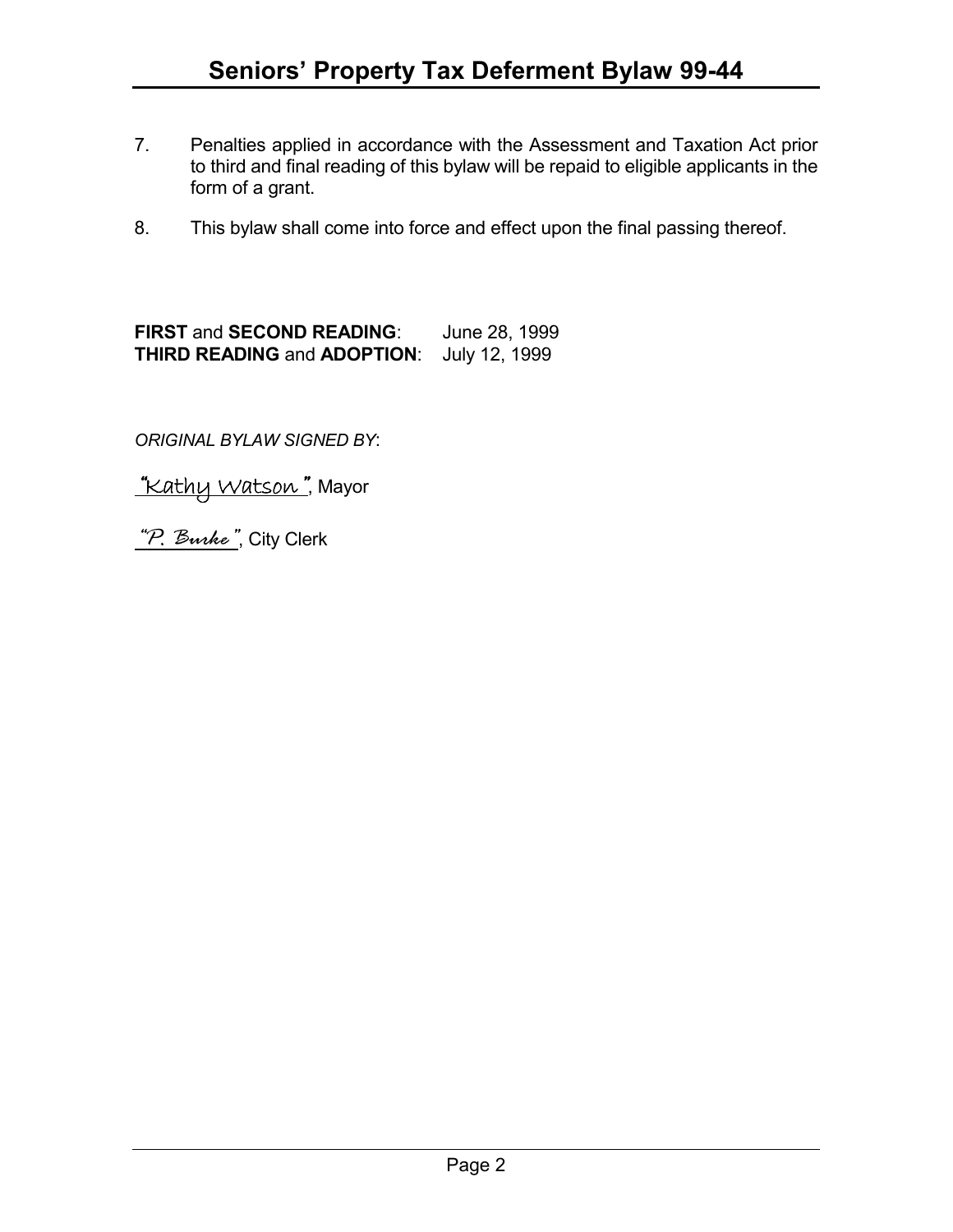7. Penalties applied in accordance with the Assessment and Taxation Act prior to third and final reading of this bylaw will be repaid to eligible applicants in the form of a grant.

8. This bylaw shall come into force and effect upon the final passing thereof.

**FIRST** and **SECOND READING**: June 28, 1999
**THIRD READING** and **ADOPTION**: July 12, 1999

*ORIGINAL BYLAW SIGNED BY*:

*"Kathy Watson"*, Mayor

*"P. Burke"*, City Clerk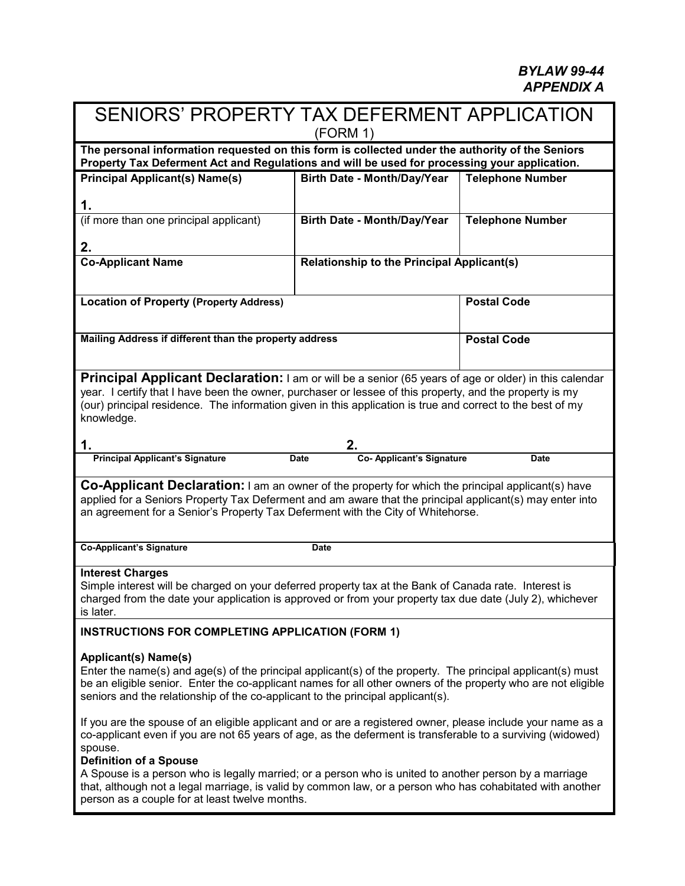***BYLAW 99-44***
***APPENDIX A***

# SENIORS' PROPERTY TAX DEFERMENT APPLICATION

(FORM 1)

**The personal information requested on this form is collected under the authority of the Seniors Property Tax Deferment Act and Regulations and will be used for processing your application.**

| **Principal Applicant(s) Name(s)** | **Birth Date - Month/Day/Year** | **Telephone Number** |
|---|---|---|
| **1.** | | |
| (if more than one principal applicant) **2.** | **Birth Date - Month/Day/Year** | **Telephone Number** |
| **Co-Applicant Name** | **Relationship to the Principal Applicant(s)** | |
| **Location of Property (Property Address)** | | **Postal Code** |
| **Mailing Address if different than the property address** | | **Postal Code** |

**Principal Applicant Declaration:** I am or will be a senior (65 years of age or older) in this calendar year. I certify that I have been the owner, purchaser or lessee of this property, and the property is my (our) principal residence. The information given in this application is true and correct to the best of my knowledge.

| **1.** | | **2.** | |
|---|---|---|---|
| **Principal Applicant's Signature** | **Date** | **Co- Applicant's Signature** | **Date** |

**Co-Applicant Declaration:** I am an owner of the property for which the principal applicant(s) have applied for a Seniors Property Tax Deferment and am aware that the principal applicant(s) may enter into an agreement for a Senior's Property Tax Deferment with the City of Whitehorse.

| **Co-Applicant's Signature** | **Date** |
|---|---|

**Interest Charges**

Simple interest will be charged on your deferred property tax at the Bank of Canada rate. Interest is charged from the date your application is approved or from your property tax due date (July 2), whichever is later.

**INSTRUCTIONS FOR COMPLETING APPLICATION (FORM 1)**

**Applicant(s) Name(s)**

Enter the name(s) and age(s) of the principal applicant(s) of the property. The principal applicant(s) must be an eligible senior. Enter the co-applicant names for all other owners of the property who are not eligible seniors and the relationship of the co-applicant to the principal applicant(s).

If you are the spouse of an eligible applicant and or are a registered owner, please include your name as a co-applicant even if you are not 65 years of age, as the deferment is transferable to a surviving (widowed) spouse.

**Definition of a Spouse**

A Spouse is a person who is legally married; or a person who is united to another person by a marriage that, although not a legal marriage, is valid by common law, or a person who has cohabitated with another person as a couple for at least twelve months.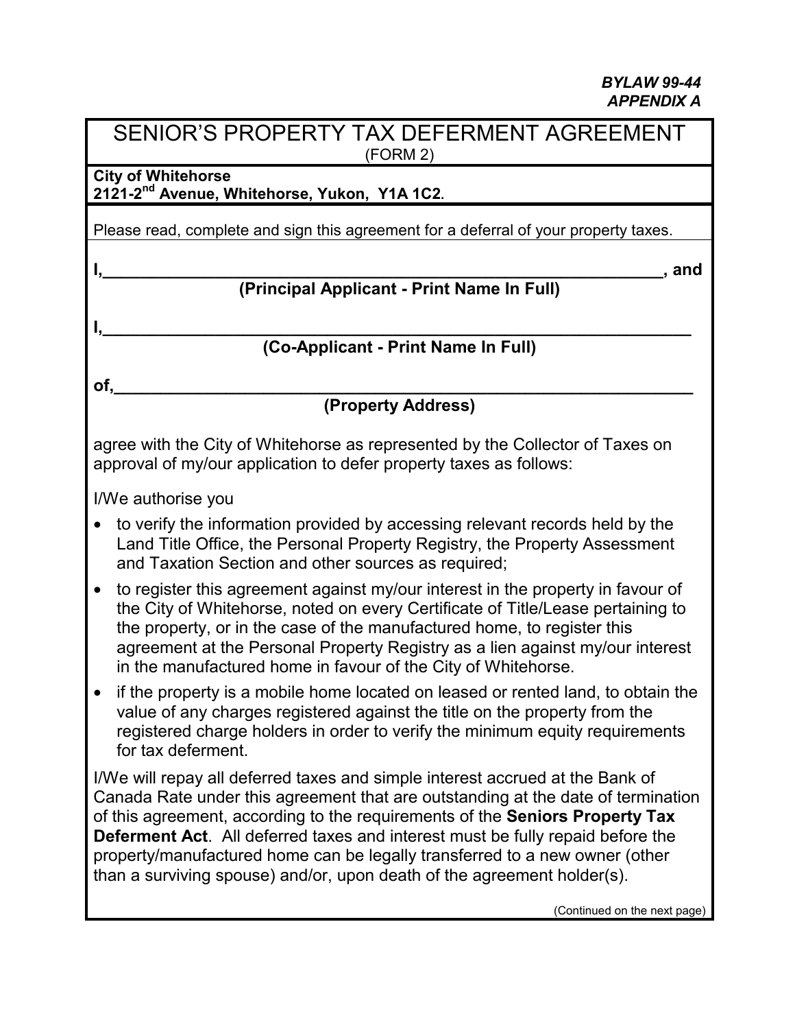***BYLAW 99-44***
***APPENDIX A***

# SENIOR'S PROPERTY TAX DEFERMENT AGREEMENT

(FORM 2)

**City of Whitehorse**
**2121-2nd Avenue, Whitehorse, Yukon, Y1A 1C2**.

Please read, complete and sign this agreement for a deferral of your property taxes.

**I,\_\_\_\_\_\_\_\_\_\_\_\_\_\_\_\_\_\_\_\_\_\_\_\_\_\_\_\_\_\_\_\_\_\_\_\_\_\_\_\_\_\_\_\_\_\_\_\_\_\_\_\_\_\_\_\_\_\_\_\_, and**
**(Principal Applicant - Print Name In Full)**

**I,\_\_\_\_\_\_\_\_\_\_\_\_\_\_\_\_\_\_\_\_\_\_\_\_\_\_\_\_\_\_\_\_\_\_\_\_\_\_\_\_\_\_\_\_\_\_\_\_\_\_\_\_\_\_\_\_\_\_\_\_\_\_**
**(Co-Applicant - Print Name In Full)**

**of,\_\_\_\_\_\_\_\_\_\_\_\_\_\_\_\_\_\_\_\_\_\_\_\_\_\_\_\_\_\_\_\_\_\_\_\_\_\_\_\_\_\_\_\_\_\_\_\_\_\_\_\_\_\_\_\_\_\_\_\_\_**
**(Property Address)**

agree with the City of Whitehorse as represented by the Collector of Taxes on approval of my/our application to defer property taxes as follows:

I/We authorise you

- to verify the information provided by accessing relevant records held by the Land Title Office, the Personal Property Registry, the Property Assessment and Taxation Section and other sources as required;
- to register this agreement against my/our interest in the property in favour of the City of Whitehorse, noted on every Certificate of Title/Lease pertaining to the property, or in the case of the manufactured home, to register this agreement at the Personal Property Registry as a lien against my/our interest in the manufactured home in favour of the City of Whitehorse.
- if the property is a mobile home located on leased or rented land, to obtain the value of any charges registered against the title on the property from the registered charge holders in order to verify the minimum equity requirements for tax deferment.

I/We will repay all deferred taxes and simple interest accrued at the Bank of Canada Rate under this agreement that are outstanding at the date of termination of this agreement, according to the requirements of the **Seniors Property Tax Deferment Act**. All deferred taxes and interest must be fully repaid before the property/manufactured home can be legally transferred to a new owner (other than a surviving spouse) and/or, upon death of the agreement holder(s).

(Continued on the next page)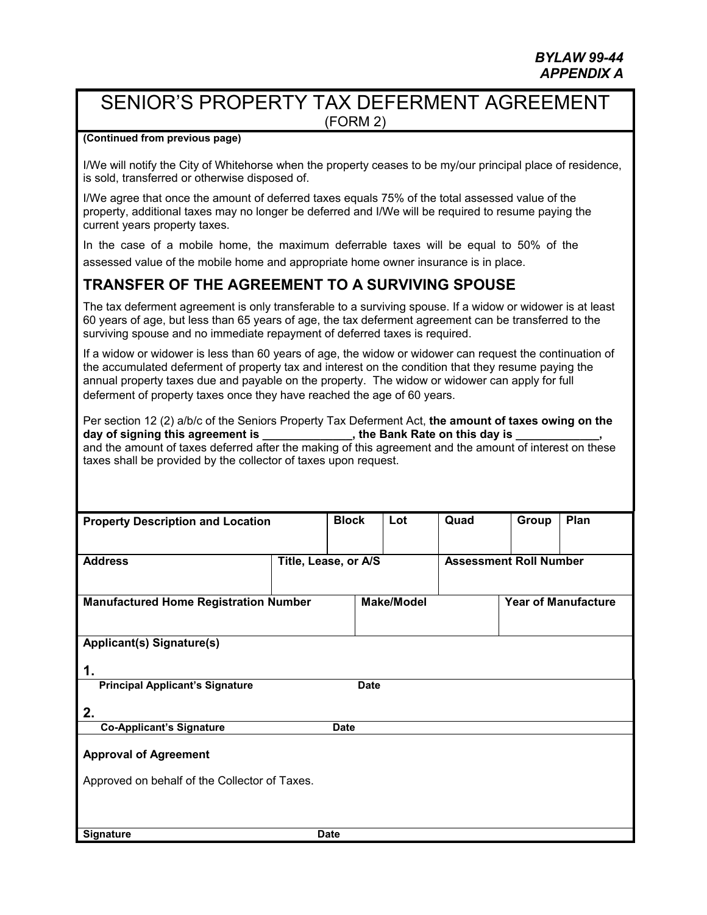*BYLAW 99-44*
*APPENDIX A*

# SENIOR'S PROPERTY TAX DEFERMENT AGREEMENT

(FORM 2)

**(Continued from previous page)**

I/We will notify the City of Whitehorse when the property ceases to be my/our principal place of residence, is sold, transferred or otherwise disposed of.

I/We agree that once the amount of deferred taxes equals 75% of the total assessed value of the property, additional taxes may no longer be deferred and I/We will be required to resume paying the current years property taxes.

In the case of a mobile home, the maximum deferrable taxes will be equal to 50% of the assessed value of the mobile home and appropriate home owner insurance is in place.

## TRANSFER OF THE AGREEMENT TO A SURVIVING SPOUSE

The tax deferment agreement is only transferable to a surviving spouse. If a widow or widower is at least 60 years of age, but less than 65 years of age, the tax deferment agreement can be transferred to the surviving spouse and no immediate repayment of deferred taxes is required.

If a widow or widower is less than 60 years of age, the widow or widower can request the continuation of the accumulated deferment of property tax and interest on the condition that they resume paying the annual property taxes due and payable on the property. The widow or widower can apply for full deferment of property taxes once they have reached the age of 60 years.

Per section 12 (2) a/b/c of the Seniors Property Tax Deferment Act, **the amount of taxes owing on the day of signing this agreement is ______________, the Bank Rate on this day is _____________,** and the amount of taxes deferred after the making of this agreement and the amount of interest on these taxes shall be provided by the collector of taxes upon request.

| **Property Description and Location** | **Block** | **Lot** | **Quad** | **Group** | **Plan** |
|---|---|---|---|---|---|
| | | | | | |

| **Address** | **Title, Lease, or A/S** | **Assessment Roll Number** |
|---|---|---|
| | | |

| **Manufactured Home Registration Number** | **Make/Model** | **Year of Manufacture** |
|---|---|---|
| | | |

**Applicant(s) Signature(s)**

**1.**

**Principal Applicant's Signature** **Date**

**2.**

**Co-Applicant's Signature** **Date**

**Approval of Agreement**

Approved on behalf of the Collector of Taxes.

**Signature** **Date**